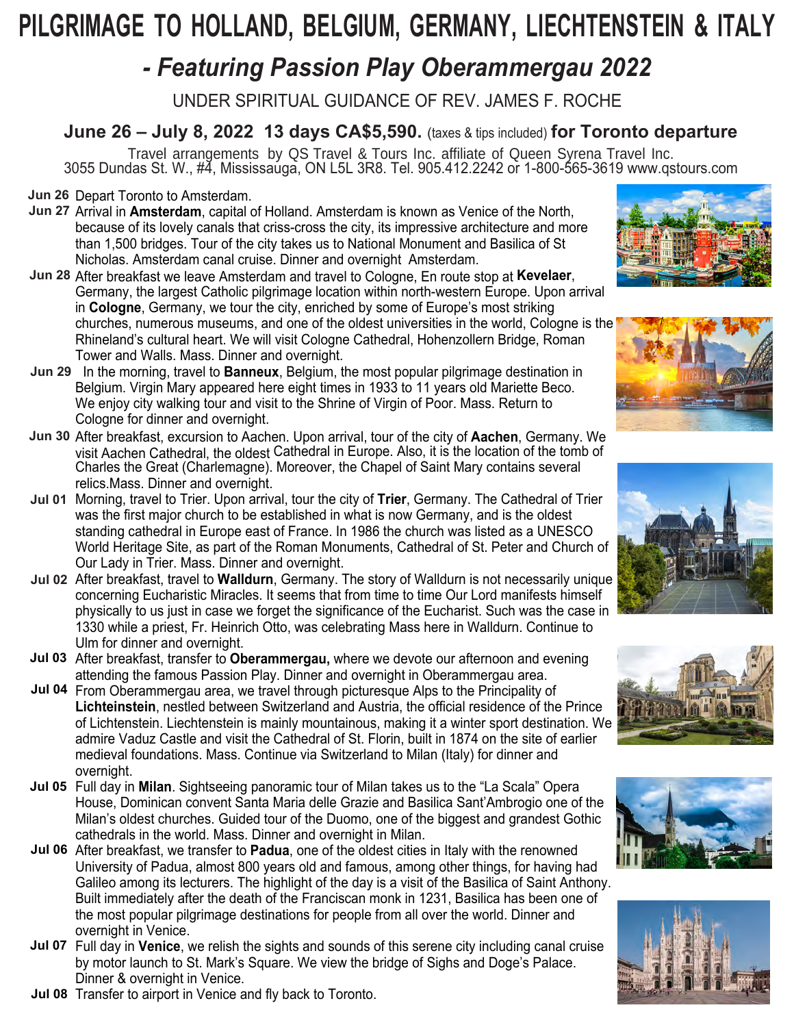# PILGRIMAGE TO HOLLAND, BELGIUM, GERMANY, LIECHTENSTEIN & ITALY

## *- Featuring Passion Play Oberammergau 2022*

UNDER SPIRITUAL GUIDANCE OF REV. JAMES F. ROCHE

### June 26 – July 8, 2022 13 days CA$5,590. (taxes & tips included) for Toronto departure

Travel arrangements by QS Travel & Tours Inc. affiliate of Queen Syrena Travel Inc.
3055 Dundas St. W., #4, Mississauga, ON L5L 3R8. Tel. 905.412.2242 or 1-800-565-3619 www.qstours.com

**Jun 26** Depart Toronto to Amsterdam.

**Jun 27** Arrival in **Amsterdam**, capital of Holland. Amsterdam is known as Venice of the North, because of its lovely canals that criss-cross the city, its impressive architecture and more than 1,500 bridges. Tour of the city takes us to National Monument and Basilica of St Nicholas. Amsterdam canal cruise. Dinner and overnight Amsterdam.

**Jun 28** After breakfast we leave Amsterdam and travel to Cologne, En route stop at **Kevelaer**, Germany, the largest Catholic pilgrimage location within north-western Europe. Upon arrival in **Cologne**, Germany, we tour the city, enriched by some of Europe's most striking churches, numerous museums, and one of the oldest universities in the world, Cologne is the Rhineland's cultural heart. We will visit Cologne Cathedral, Hohenzollern Bridge, Roman Tower and Walls. Mass. Dinner and overnight.

**Jun 29** In the morning, travel to **Banneux**, Belgium, the most popular pilgrimage destination in Belgium. Virgin Mary appeared here eight times in 1933 to 11 years old Mariette Beco. We enjoy city walking tour and visit to the Shrine of Virgin of Poor. Mass. Return to Cologne for dinner and overnight.

**Jun 30** After breakfast, excursion to Aachen. Upon arrival, tour of the city of **Aachen**, Germany. We visit Aachen Cathedral, the oldest Cathedral in Europe. Also, it is the location of the tomb of Charles the Great (Charlemagne). Moreover, the Chapel of Saint Mary contains several relics.Mass. Dinner and overnight.

**Jul 01** Morning, travel to Trier. Upon arrival, tour the city of **Trier**, Germany. The Cathedral of Trier was the first major church to be established in what is now Germany, and is the oldest standing cathedral in Europe east of France. In 1986 the church was listed as a UNESCO World Heritage Site, as part of the Roman Monuments, Cathedral of St. Peter and Church of Our Lady in Trier. Mass. Dinner and overnight.

**Jul 02** After breakfast, travel to **Walldurn**, Germany. The story of Walldurn is not necessarily unique concerning Eucharistic Miracles. It seems that from time to time Our Lord manifests himself physically to us just in case we forget the significance of the Eucharist. Such was the case in 1330 while a priest, Fr. Heinrich Otto, was celebrating Mass here in Walldurn. Continue to Ulm for dinner and overnight.

**Jul 03** After breakfast, transfer to **Oberammergau,** where we devote our afternoon and evening attending the famous Passion Play. Dinner and overnight in Oberammergau area.

**Jul 04** From Oberammergau area, we travel through picturesque Alps to the Principality of **Lichteinstein**, nestled between Switzerland and Austria, the official residence of the Prince of Lichtenstein. Liechtenstein is mainly mountainous, making it a winter sport destination. We admire Vaduz Castle and visit the Cathedral of St. Florin, built in 1874 on the site of earlier medieval foundations. Mass. Continue via Switzerland to Milan (Italy) for dinner and overnight.

**Jul 05** Full day in **Milan**. Sightseeing panoramic tour of Milan takes us to the "La Scala" Opera House, Dominican convent Santa Maria delle Grazie and Basilica Sant'Ambrogio one of the Milan's oldest churches. Guided tour of the Duomo, one of the biggest and grandest Gothic cathedrals in the world. Mass. Dinner and overnight in Milan.

**Jul 06** After breakfast, we transfer to **Padua**, one of the oldest cities in Italy with the renowned University of Padua, almost 800 years old and famous, among other things, for having had Galileo among its lecturers. The highlight of the day is a visit of the Basilica of Saint Anthony. Built immediately after the death of the Franciscan monk in 1231, Basilica has been one of the most popular pilgrimage destinations for people from all over the world. Dinner and overnight in Venice.

**Jul 07** Full day in **Venice**, we relish the sights and sounds of this serene city including canal cruise by motor launch to St. Mark's Square. We view the bridge of Sighs and Doge's Palace. Dinner & overnight in Venice.

**Jul 08** Transfer to airport in Venice and fly back to Toronto.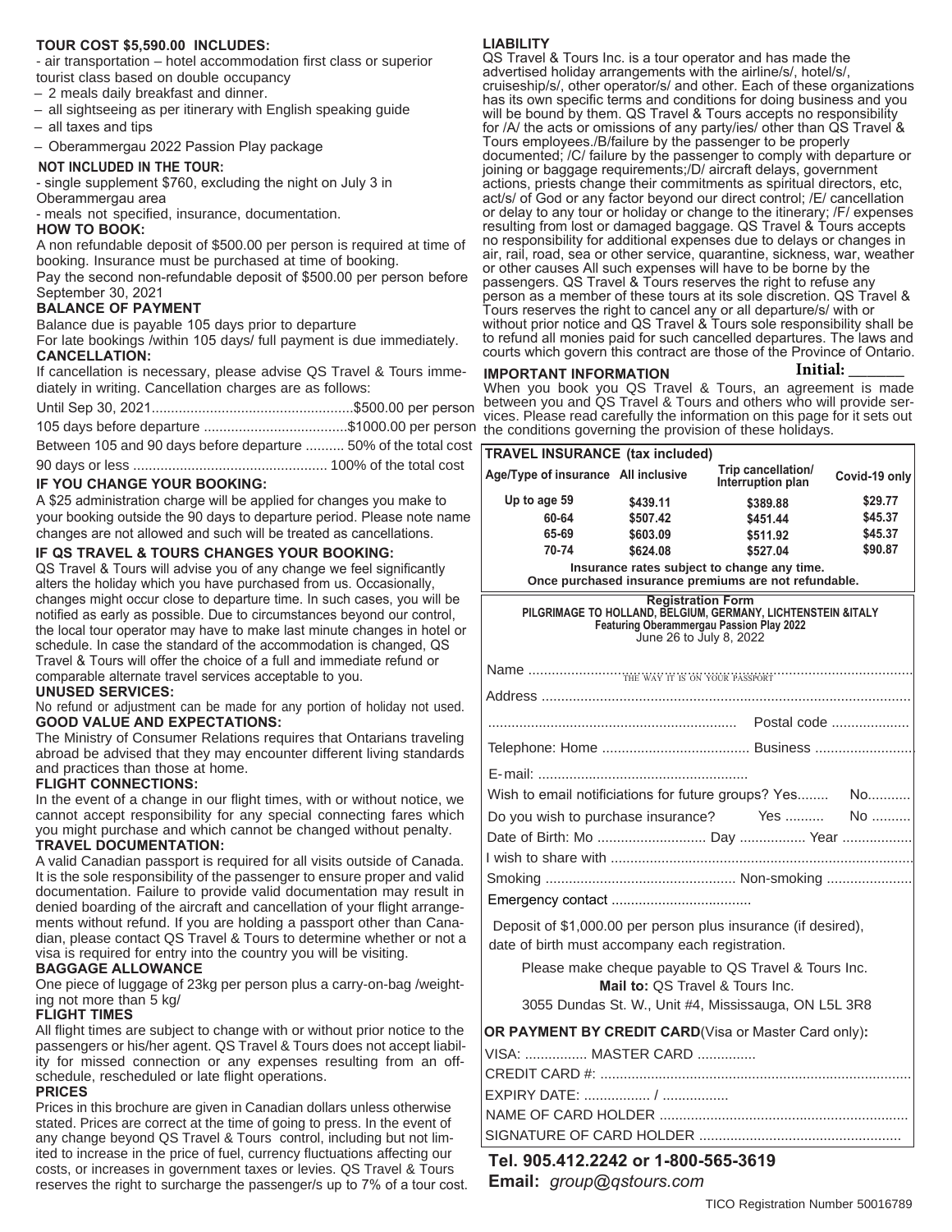### TOUR COST $5,590.00 INCLUDES:

- air transportation – hotel accommodation first class or superior tourist class based on double occupancy
- 2 meals daily breakfast and dinner.
- all sightseeing as per itinerary with English speaking guide
- all taxes and tips
- Oberammergau 2022 Passion Play package

### NOT INCLUDED IN THE TOUR:

- single supplement $760, excluding the night on July 3 in Oberammergau area
- meals not specified, insurance, documentation.

### HOW TO BOOK:

A non refundable deposit of $500.00 per person is required at time of booking. Insurance must be purchased at time of booking.
Pay the second non-refundable deposit of $500.00 per person before September 30, 2021

### BALANCE OF PAYMENT

Balance due is payable 105 days prior to departure
For late bookings /within 105 days/ full payment is due immediately.

### CANCELLATION:

If cancellation is necessary, please advise QS Travel & Tours immediately in writing. Cancellation charges are as follows:

Until Sep 30, 2021....................................................$500.00 per person
105 days before departure .....................................$1000.00 per person
Between 105 and 90 days before departure .......... 50% of the total cost
90 days or less .................................................. 100% of the total cost

### IF YOU CHANGE YOUR BOOKING:

A $25 administration charge will be applied for changes you make to your booking outside the 90 days to departure period. Please note name changes are not allowed and such will be treated as cancellations.

### IF QS TRAVEL & TOURS CHANGES YOUR BOOKING:

QS Travel & Tours will advise you of any change we feel significantly alters the holiday which you have purchased from us. Occasionally, changes might occur close to departure time. In such cases, you will be notified as early as possible. Due to circumstances beyond our control, the local tour operator may have to make last minute changes in hotel or schedule. In case the standard of the accommodation is changed, QS Travel & Tours will offer the choice of a full and immediate refund or comparable alternate travel services acceptable to you.

### UNUSED SERVICES:

No refund or adjustment can be made for any portion of holiday not used.

### GOOD VALUE AND EXPECTATIONS:

The Ministry of Consumer Relations requires that Ontarians traveling abroad be advised that they may encounter different living standards and practices than those at home.

### FLIGHT CONNECTIONS:

In the event of a change in our flight times, with or without notice, we cannot accept responsibility for any special connecting fares which you might purchase and which cannot be changed without penalty.

### TRAVEL DOCUMENTATION:

A valid Canadian passport is required for all visits outside of Canada. It is the sole responsibility of the passenger to ensure proper and valid documentation. Failure to provide valid documentation may result in denied boarding of the aircraft and cancellation of your flight arrangements without refund. If you are holding a passport other than Canadian, please contact QS Travel & Tours to determine whether or not a visa is required for entry into the country you will be visiting.

### BAGGAGE ALLOWANCE

One piece of luggage of 23kg per person plus a carry-on-bag /weighting not more than 5 kg/

### FLIGHT TIMES

All flight times are subject to change with or without prior notice to the passengers or his/her agent. QS Travel & Tours does not accept liability for missed connection or any expenses resulting from an off-schedule, rescheduled or late flight operations.

### PRICES

Prices in this brochure are given in Canadian dollars unless otherwise stated. Prices are correct at the time of going to press. In the event of any change beyond QS Travel & Tours control, including but not limited to increase in the price of fuel, currency fluctuations affecting our costs, or increases in government taxes or levies. QS Travel & Tours reserves the right to surcharge the passenger/s up to 7% of a tour cost.

### LIABILITY

QS Travel & Tours Inc. is a tour operator and has made the advertised holiday arrangements with the airline/s/, hotel/s/, cruiseship/s/, other operator/s/ and other. Each of these organizations has its own specific terms and conditions for doing business and you will be bound by them. QS Travel & Tours accepts no responsibility for /A/ the acts or omissions of any party/ies/ other than QS Travel & Tours employees./B/failure by the passenger to be properly documented; /C/ failure by the passenger to comply with departure or joining or baggage requirements;/D/ aircraft delays, government actions, priests change their commitments as spiritual directors, etc, act/s/ of God or any factor beyond our direct control; /E/ cancellation or delay to any tour or holiday or change to the itinerary; /F/ expenses resulting from lost or damaged baggage. QS Travel & Tours accepts no responsibility for additional expenses due to delays or changes in air, rail, road, sea or other service, quarantine, sickness, war, weather or other causes All such expenses will have to be borne by the passengers. QS Travel & Tours reserves the right to refuse any person as a member of these tours at its sole discretion. QS Travel & Tours reserves the right to cancel any or all departure/s/ with or without prior notice and QS Travel & Tours sole responsibility shall be to refund all monies paid for such cancelled departures. The laws and courts which govern this contract are those of the Province of Ontario.

### IMPORTANT INFORMATION

**Initial: _______**

When you book you QS Travel & Tours, an agreement is made between you and QS Travel & Tours and others who will provide services. Please read carefully the information on this page for it sets out the conditions governing the provision of these holidays.

### TRAVEL INSURANCE (tax included)

| Age/Type of insurance | All inclusive | Trip cancellation/ Interruption plan | Covid-19 only |
|---|---|---|---|
| Up to age 59 | $439.11 | $389.88 | $29.77 |
| 60-64 | $507.42 | $451.44 | $45.37 |
| 65-69 | $603.09 | $511.92 | $45.37 |
| 70-74 | $624.08 | $527.04 | $90.87 |

**Insurance rates subject to change any time.**
**Once purchased insurance premiums are not refundable.**

### Registration Form

**PILGRIMAGE TO HOLLAND, BELGIUM, GERMANY, LICHTENSTEIN &ITALY**
**Featuring Oberammergau Passion Play 2022**
June 26 to July 8, 2022

Name ........................................................................................................
THE WAY IT IS ON YOUR PASSPORT

Address ...................................................................................................

............................................................... Postal code ....................

Telephone: Home ...................................... Business .........................

E-mail: ......................................................

Wish to email notificiations for future groups? Yes........ No...........

Do you wish to purchase insurance? Yes .......... No ..........

Date of Birth: Mo ............................ Day ................. Year ..................

I wish to share with ...............................................................................

Smoking ................................................. Non-smoking ......................

Emergency contact ....................................

Deposit of $1,000.00 per person plus insurance (if desired), date of birth must accompany each registration.

Please make cheque payable to QS Travel & Tours Inc.
**Mail to:** QS Travel & Tours Inc.
3055 Dundas St. W., Unit #4, Mississauga, ON L5L 3R8

**OR PAYMENT BY CREDIT CARD**(Visa or Master Card only)**:**

VISA: ................ MASTER CARD ...............

CREDIT CARD #: ...............................................................................

EXPIRY DATE: ................. / .................

NAME OF CARD HOLDER ...............................................................

SIGNATURE OF CARD HOLDER ....................................................

**Tel. 905.412.2242 or 1-800-565-3619**
**Email:** *group@qstours.com*

TICO Registration Number 50016789